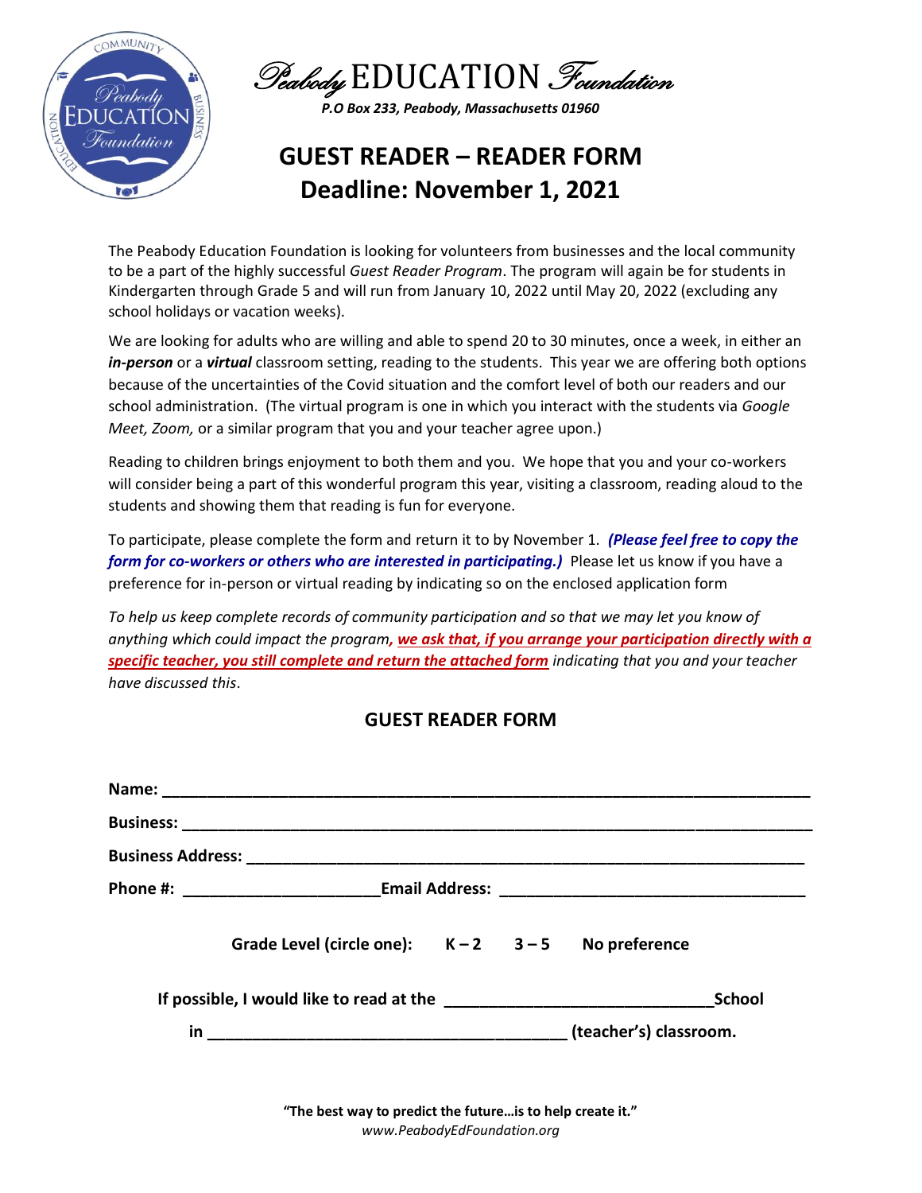# Peabody EDUCATION Foundation

*P.O Box 233, Peabody, Massachusetts 01960*

## GUEST READER – READER FORM
## Deadline: November 1, 2021

The Peabody Education Foundation is looking for volunteers from businesses and the local community to be a part of the highly successful *Guest Reader Program*. The program will again be for students in Kindergarten through Grade 5 and will run from January 10, 2022 until May 20, 2022 (excluding any school holidays or vacation weeks).

We are looking for adults who are willing and able to spend 20 to 30 minutes, once a week, in either an ***in-person*** or a ***virtual*** classroom setting, reading to the students. This year we are offering both options because of the uncertainties of the Covid situation and the comfort level of both our readers and our school administration. (The virtual program is one in which you interact with the students via *Google Meet, Zoom,* or a similar program that you and your teacher agree upon.)

Reading to children brings enjoyment to both them and you. We hope that you and your co-workers will consider being a part of this wonderful program this year, visiting a classroom, reading aloud to the students and showing them that reading is fun for everyone.

To participate, please complete the form and return it to by November 1. ***(Please feel free to copy the form for co-workers or others who are interested in participating.)*** Please let us know if you have a preference for in-person or virtual reading by indicating so on the enclosed application form

*To help us keep complete records of community participation and so that we may let you know of anything which could impact the program, **we ask that, if you arrange your participation directly with a specific teacher, you still complete and return the attached form** indicating that you and your teacher have discussed this.*

### GUEST READER FORM

**Name:** ______________________________________________________________________

**Business:** ____________________________________________________________________

**Business Address:** _____________________________________________________________

**Phone #:** ______________________ **Email Address:** __________________________________

**Grade Level (circle one):** **K – 2** **3 – 5** **No preference**

**If possible, I would like to read at the** ______________________________ **School**

**in** ________________________________________ **(teacher's) classroom.**

**"The best way to predict the future…is to help create it."**

*www.PeabodyEdFoundation.org*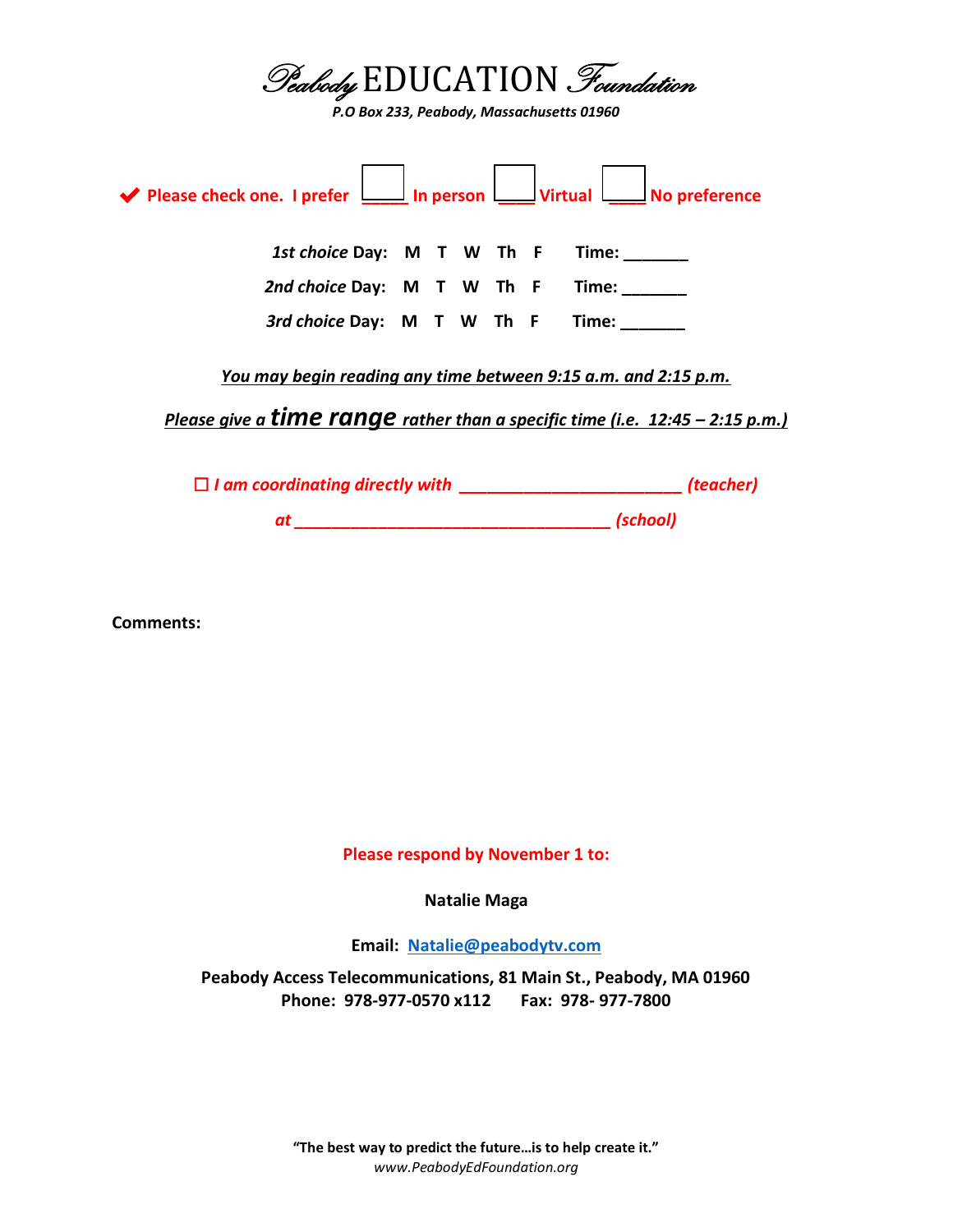# *Peabody* EDUCATION *Foundation*

***P.O Box 233, Peabody, Massachusetts 01960***

✔ **Please check one. I prefer** ☐ **In person** ☐ **Virtual** ☐ **No preference**

***1st choice* Day: M T W Th F Time: _______**

***2nd choice* Day: M T W Th F Time: _______**

***3rd choice* Day: M T W Th F Time: _______**

***You may begin reading any time between 9:15 a.m. and 2:15 p.m.***

***Please give a time range rather than a specific time (i.e. 12:45 – 2:15 p.m.)***

☐ ***I am coordinating directly with _______________________ (teacher)***

***at _________________________________ (school)***

**Comments:**

**Please respond by November 1 to:**

**Natalie Maga**

**Email: Natalie@peabodytv.com**

**Peabody Access Telecommunications, 81 Main St., Peabody, MA 01960**
**Phone: 978-977-0570 x112 Fax: 978- 977-7800**

**"The best way to predict the future…is to help create it."**
*www.PeabodyEdFoundation.org*